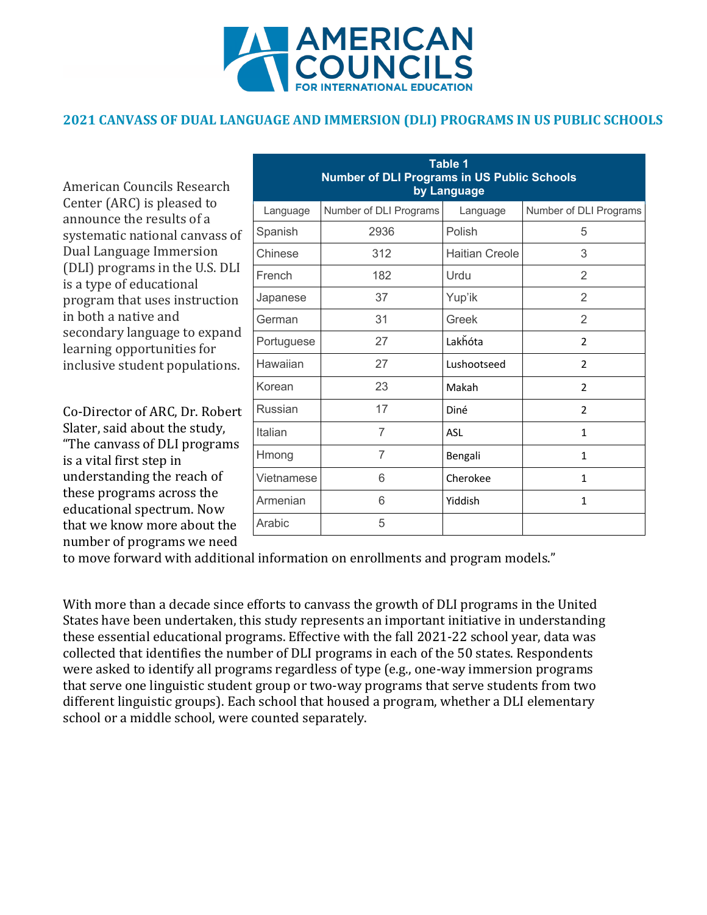# AMERICAN COUNCILS FOR INTERNATIONAL EDUCATION

## 2021 CANVASS OF DUAL LANGUAGE AND IMMERSION (DLI) PROGRAMS IN US PUBLIC SCHOOLS

American Councils Research Center (ARC) is pleased to announce the results of a systematic national canvass of Dual Language Immersion (DLI) programs in the U.S. DLI is a type of educational program that uses instruction in both a native and secondary language to expand learning opportunities for inclusive student populations.

**Table 1**
**Number of DLI Programs in US Public Schools by Language**

| Language | Number of DLI Programs | Language | Number of DLI Programs |
|---|---|---|---|
| Spanish | 2936 | Polish | 5 |
| Chinese | 312 | Haitian Creole | 3 |
| French | 182 | Urdu | 2 |
| Japanese | 37 | Yup'ik | 2 |
| German | 31 | Greek | 2 |
| Portuguese | 27 | Lakȟóta | 2 |
| Hawaiian | 27 | Lushootseed | 2 |
| Korean | 23 | Makah | 2 |
| Russian | 17 | Diné | 2 |
| Italian | 7 | ASL | 1 |
| Hmong | 7 | Bengali | 1 |
| Vietnamese | 6 | Cherokee | 1 |
| Armenian | 6 | Yiddish | 1 |
| Arabic | 5 | | |

Co-Director of ARC, Dr. Robert Slater, said about the study, "The canvass of DLI programs is a vital first step in understanding the reach of these programs across the educational spectrum. Now that we know more about the number of programs we need to move forward with additional information on enrollments and program models."

With more than a decade since efforts to canvass the growth of DLI programs in the United States have been undertaken, this study represents an important initiative in understanding these essential educational programs. Effective with the fall 2021-22 school year, data was collected that identifies the number of DLI programs in each of the 50 states. Respondents were asked to identify all programs regardless of type (e.g., one-way immersion programs that serve one linguistic student group or two-way programs that serve students from two different linguistic groups). Each school that housed a program, whether a DLI elementary school or a middle school, were counted separately.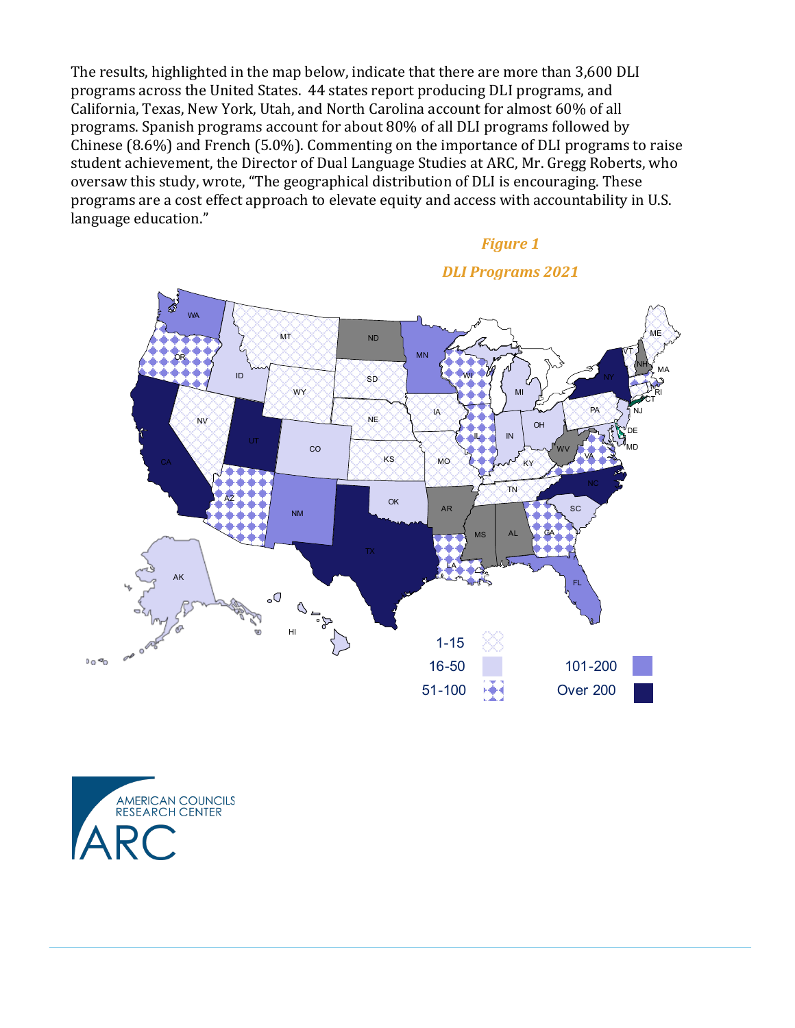The results, highlighted in the map below, indicate that there are more than 3,600 DLI programs across the United States. 44 states report producing DLI programs, and California, Texas, New York, Utah, and North Carolina account for almost 60% of all programs. Spanish programs account for about 80% of all DLI programs followed by Chinese (8.6%) and French (5.0%). Commenting on the importance of DLI programs to raise student achievement, the Director of Dual Language Studies at ARC, Mr. Gregg Roberts, who oversaw this study, wrote, "The geographical distribution of DLI is encouraging. These programs are a cost effect approach to elevate equity and access with accountability in U.S. language education."

***Figure 1***

***DLI Programs 2021***

1-15

16-50

51-100

101-200

Over 200

AMERICAN COUNCILS RESEARCH CENTER

ARC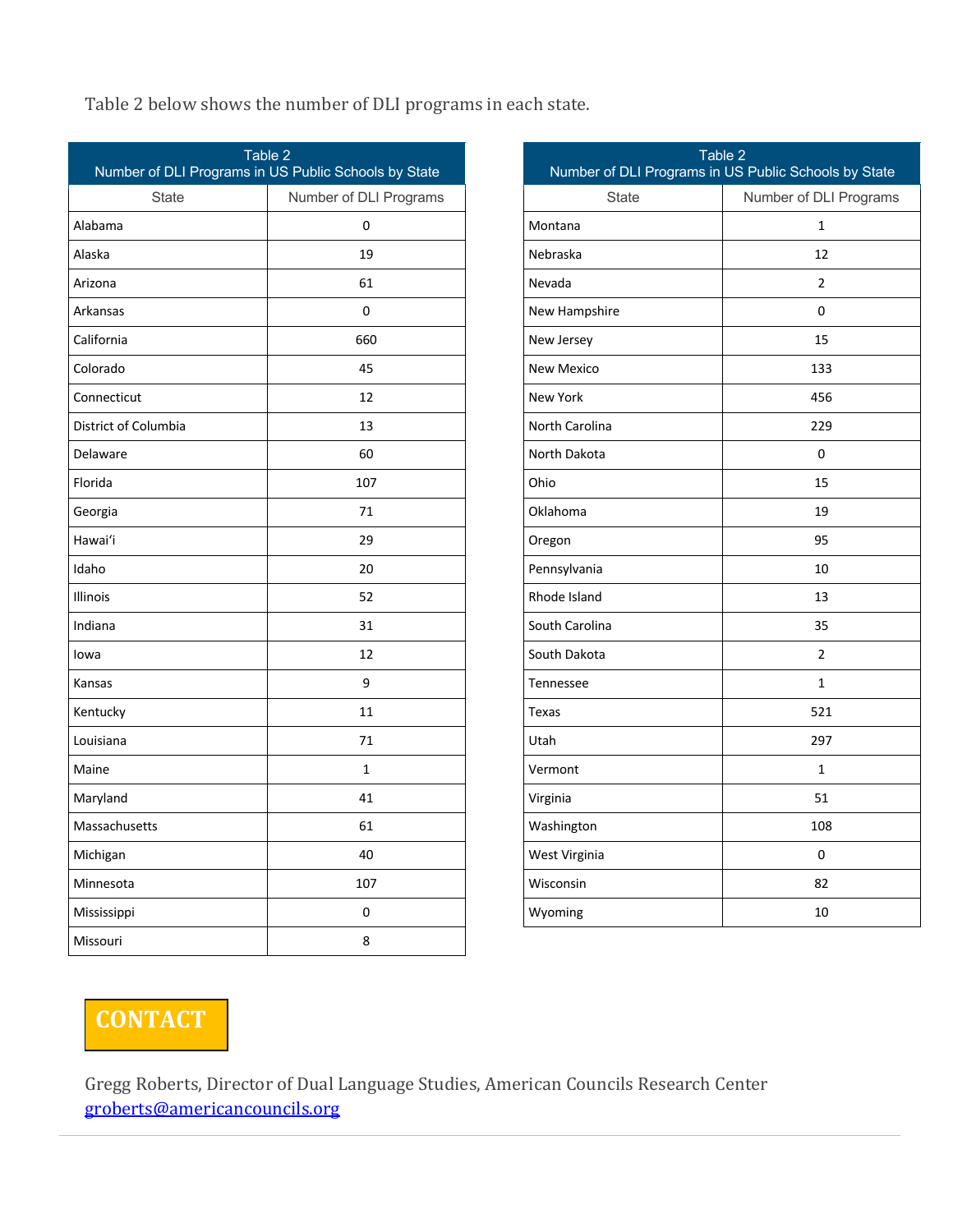Table 2 below shows the number of DLI programs in each state.

| Table 2<br>Number of DLI Programs in US Public Schools by State | |
|---|---|
| State | Number of DLI Programs |
| Alabama | 0 |
| Alaska | 19 |
| Arizona | 61 |
| Arkansas | 0 |
| California | 660 |
| Colorado | 45 |
| Connecticut | 12 |
| District of Columbia | 13 |
| Delaware | 60 |
| Florida | 107 |
| Georgia | 71 |
| Hawai'i | 29 |
| Idaho | 20 |
| Illinois | 52 |
| Indiana | 31 |
| Iowa | 12 |
| Kansas | 9 |
| Kentucky | 11 |
| Louisiana | 71 |
| Maine | 1 |
| Maryland | 41 |
| Massachusetts | 61 |
| Michigan | 40 |
| Minnesota | 107 |
| Mississippi | 0 |
| Missouri | 8 |
| Montana | 1 |
| Nebraska | 12 |
| Nevada | 2 |
| New Hampshire | 0 |
| New Jersey | 15 |
| New Mexico | 133 |
| New York | 456 |
| North Carolina | 229 |
| North Dakota | 0 |
| Ohio | 15 |
| Oklahoma | 19 |
| Oregon | 95 |
| Pennsylvania | 10 |
| Rhode Island | 13 |
| South Carolina | 35 |
| South Dakota | 2 |
| Tennessee | 1 |
| Texas | 521 |
| Utah | 297 |
| Vermont | 1 |
| Virginia | 51 |
| Washington | 108 |
| West Virginia | 0 |
| Wisconsin | 82 |
| Wyoming | 10 |

## CONTACT

Gregg Roberts, Director of Dual Language Studies, American Councils Research Center
groberts@americancouncils.org